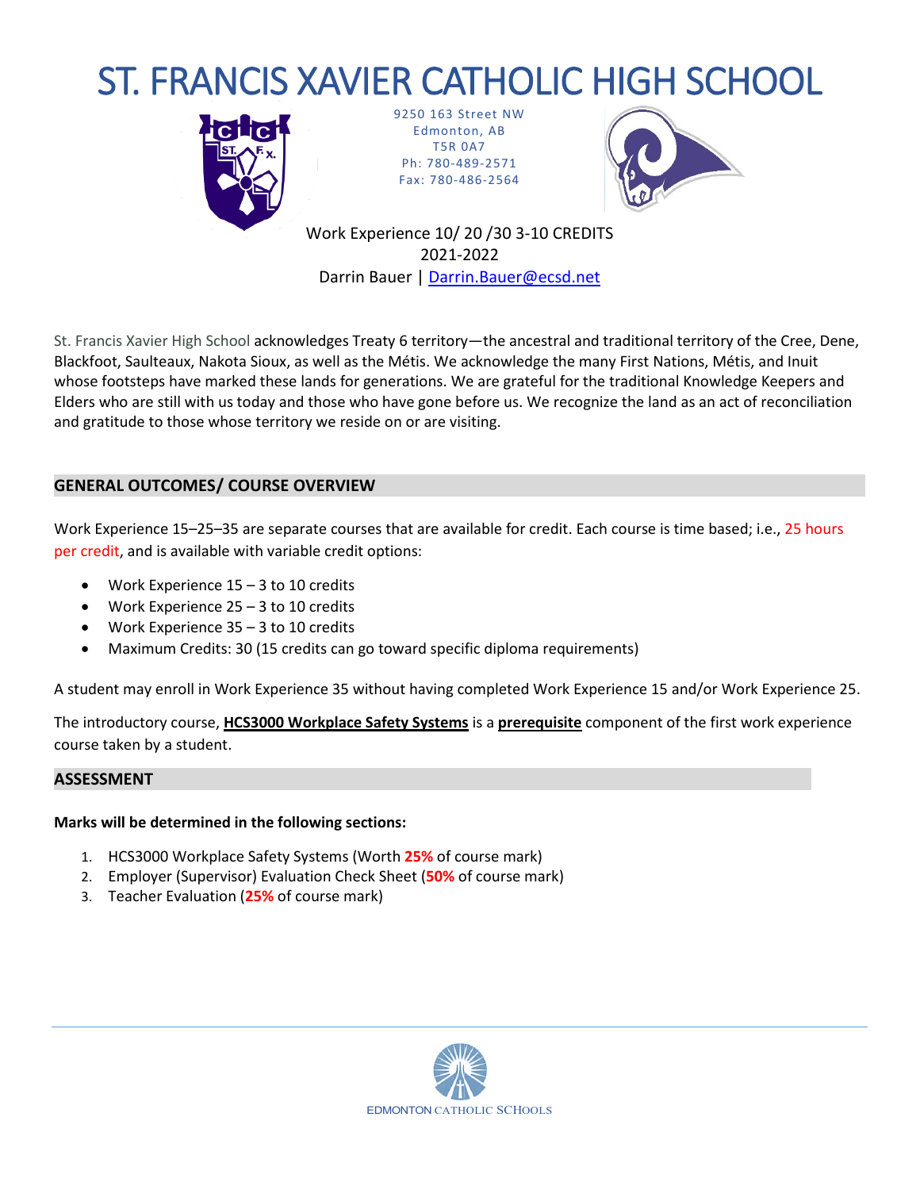# ST. FRANCIS XAVIER CATHOLIC HIGH SCHOOL

9250 163 Street NW
Edmonton, AB
T5R 0A7
Ph: 780-489-2571
Fax: 780-486-2564

Work Experience 10/ 20 /30 3-10 CREDITS
2021-2022
Darrin Bauer | Darrin.Bauer@ecsd.net

St. Francis Xavier High School acknowledges Treaty 6 territory—the ancestral and traditional territory of the Cree, Dene, Blackfoot, Saulteaux, Nakota Sioux, as well as the Métis. We acknowledge the many First Nations, Métis, and Inuit whose footsteps have marked these lands for generations. We are grateful for the traditional Knowledge Keepers and Elders who are still with us today and those who have gone before us. We recognize the land as an act of reconciliation and gratitude to those whose territory we reside on or are visiting.

## GENERAL OUTCOMES/ COURSE OVERVIEW

Work Experience 15–25–35 are separate courses that are available for credit. Each course is time based; i.e., 25 hours per credit, and is available with variable credit options:

- Work Experience 15 – 3 to 10 credits
- Work Experience 25 – 3 to 10 credits
- Work Experience 35 – 3 to 10 credits
- Maximum Credits: 30 (15 credits can go toward specific diploma requirements)

A student may enroll in Work Experience 35 without having completed Work Experience 15 and/or Work Experience 25.

The introductory course, **HCS3000 Workplace Safety Systems** is a **prerequisite** component of the first work experience course taken by a student.

## ASSESSMENT

**Marks will be determined in the following sections:**

1. HCS3000 Workplace Safety Systems (Worth **25%** of course mark)
2. Employer (Supervisor) Evaluation Check Sheet (**50%** of course mark)
3. Teacher Evaluation (**25%** of course mark)

EDMONTON CATHOLIC SCHOOLS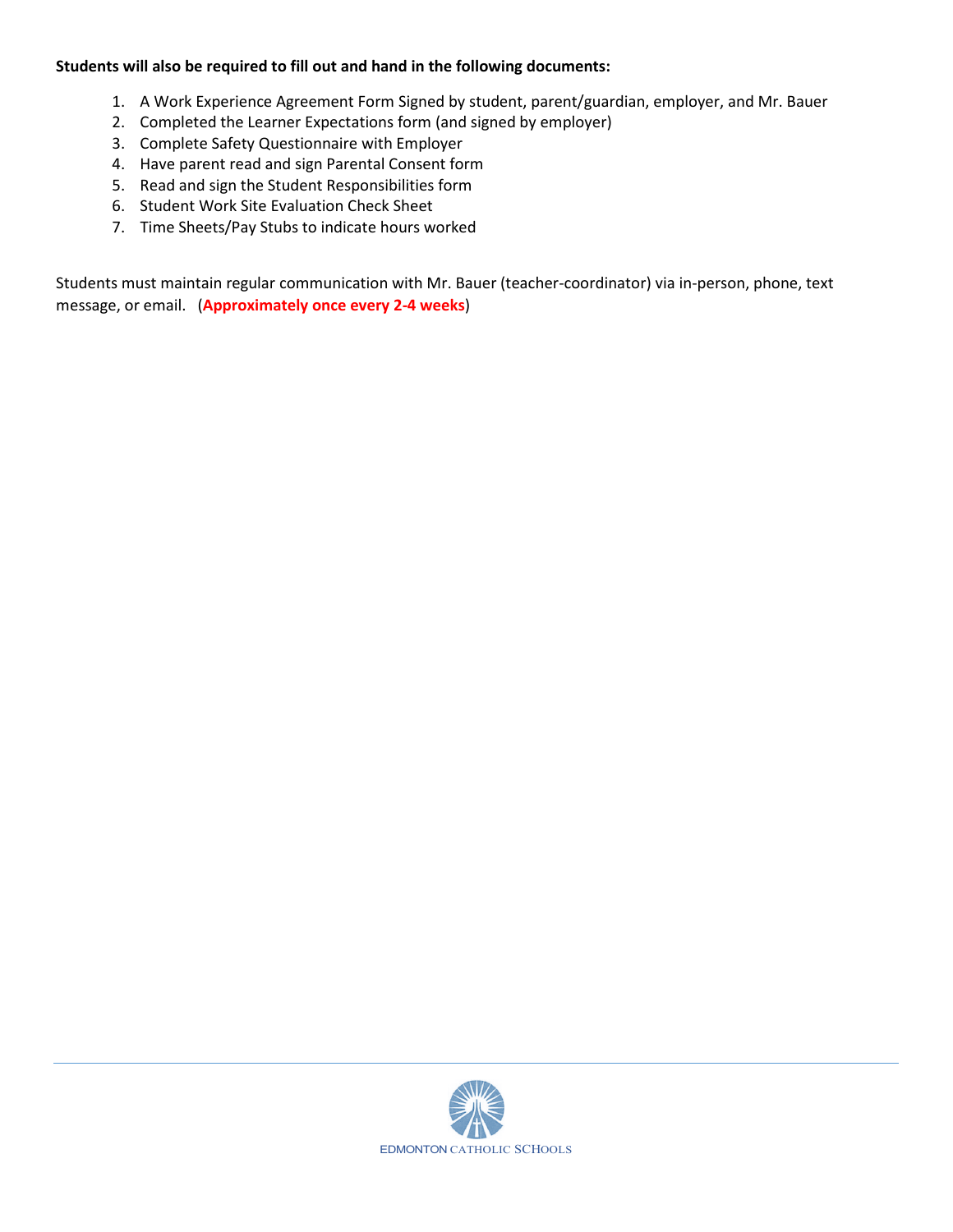**Students will also be required to fill out and hand in the following documents:**

1. A Work Experience Agreement Form Signed by student, parent/guardian, employer, and Mr. Bauer
2. Completed the Learner Expectations form (and signed by employer)
3. Complete Safety Questionnaire with Employer
4. Have parent read and sign Parental Consent form
5. Read and sign the Student Responsibilities form
6. Student Work Site Evaluation Check Sheet
7. Time Sheets/Pay Stubs to indicate hours worked

Students must maintain regular communication with Mr. Bauer (teacher-coordinator) via in-person, phone, text message, or email. (**Approximately once every 2-4 weeks**)